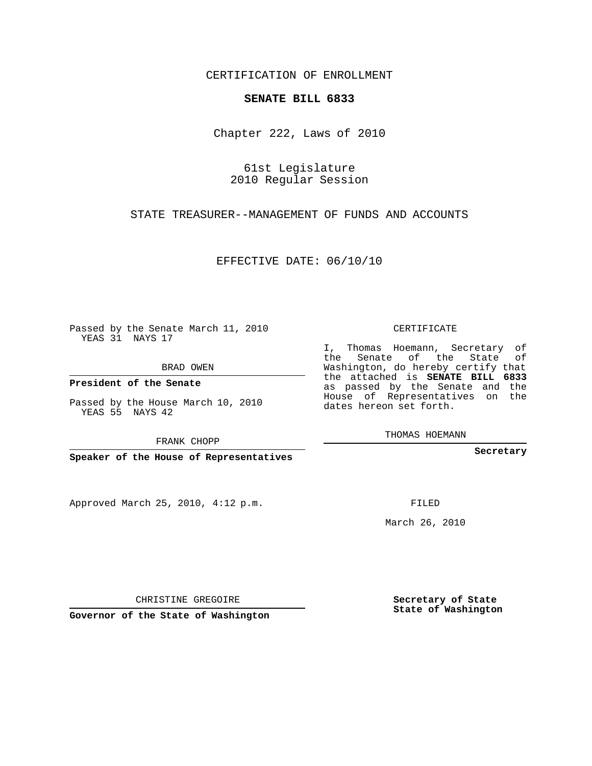CERTIFICATION OF ENROLLMENT

**SENATE BILL 6833**

Chapter 222, Laws of 2010

61st Legislature
2010 Regular Session

STATE TREASURER--MANAGEMENT OF FUNDS AND ACCOUNTS

EFFECTIVE DATE: 06/10/10

Passed by the Senate March 11, 2010
YEAS 31 NAYS 17

BRAD OWEN

**President of the Senate**

Passed by the House March 10, 2010
YEAS 55 NAYS 42

FRANK CHOPP

**Speaker of the House of Representatives**

CERTIFICATE

I, Thomas Hoemann, Secretary of the Senate of the State of Washington, do hereby certify that the attached is **SENATE BILL 6833** as passed by the Senate and the House of Representatives on the dates hereon set forth.

THOMAS HOEMANN

**Secretary**

Approved March 25, 2010, 4:12 p.m.

FILED

March 26, 2010

CHRISTINE GREGOIRE

**Governor of the State of Washington**

**Secretary of State**
**State of Washington**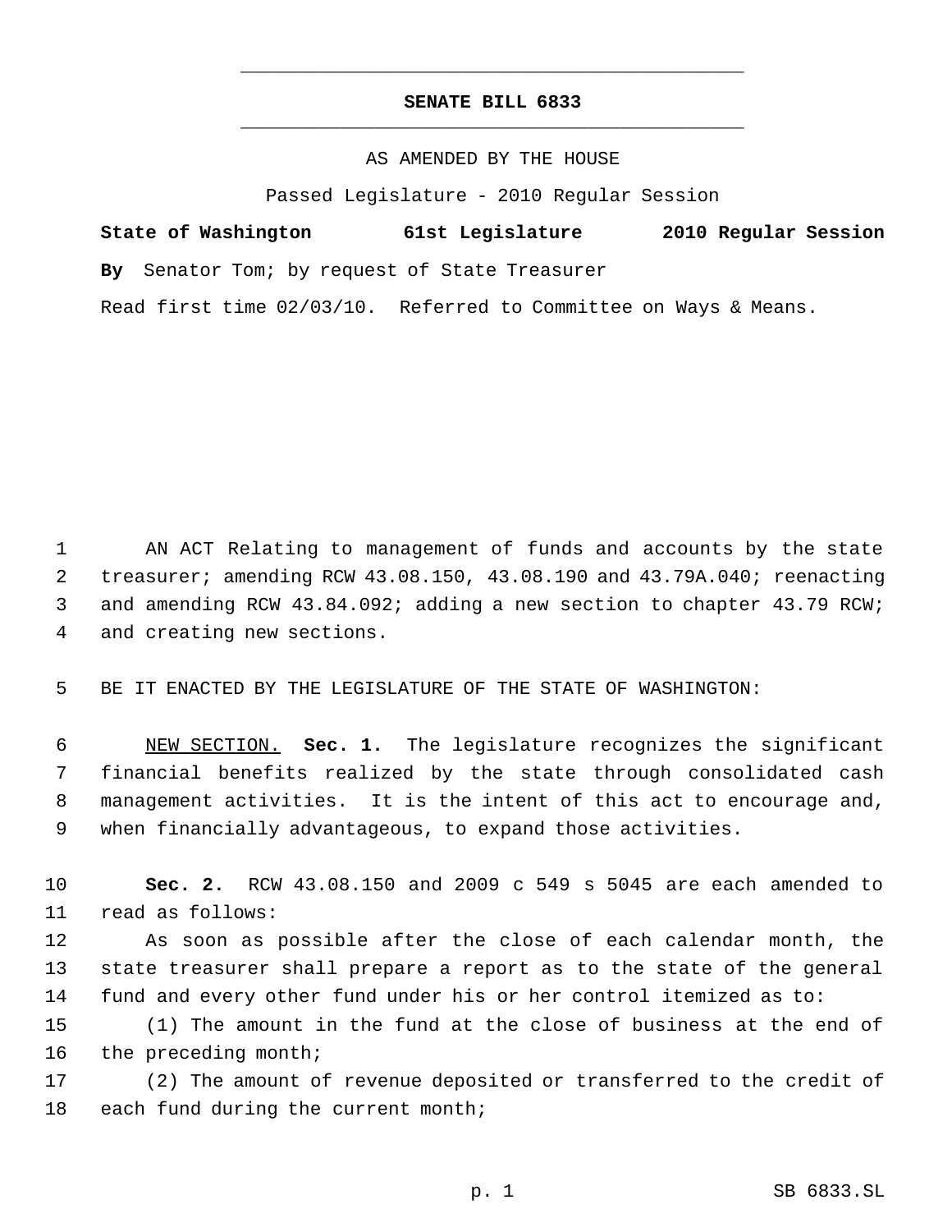**SENATE BILL 6833**

AS AMENDED BY THE HOUSE

Passed Legislature - 2010 Regular Session

**State of Washington 61st Legislature 2010 Regular Session**

**By** Senator Tom; by request of State Treasurer

Read first time 02/03/10. Referred to Committee on Ways & Means.

AN ACT Relating to management of funds and accounts by the state treasurer; amending RCW 43.08.150, 43.08.190 and 43.79A.040; reenacting and amending RCW 43.84.092; adding a new section to chapter 43.79 RCW; and creating new sections.

BE IT ENACTED BY THE LEGISLATURE OF THE STATE OF WASHINGTON:

NEW SECTION. **Sec. 1.** The legislature recognizes the significant financial benefits realized by the state through consolidated cash management activities. It is the intent of this act to encourage and, when financially advantageous, to expand those activities.

**Sec. 2.** RCW 43.08.150 and 2009 c 549 s 5045 are each amended to read as follows:

As soon as possible after the close of each calendar month, the state treasurer shall prepare a report as to the state of the general fund and every other fund under his or her control itemized as to:

(1) The amount in the fund at the close of business at the end of the preceding month;

(2) The amount of revenue deposited or transferred to the credit of each fund during the current month;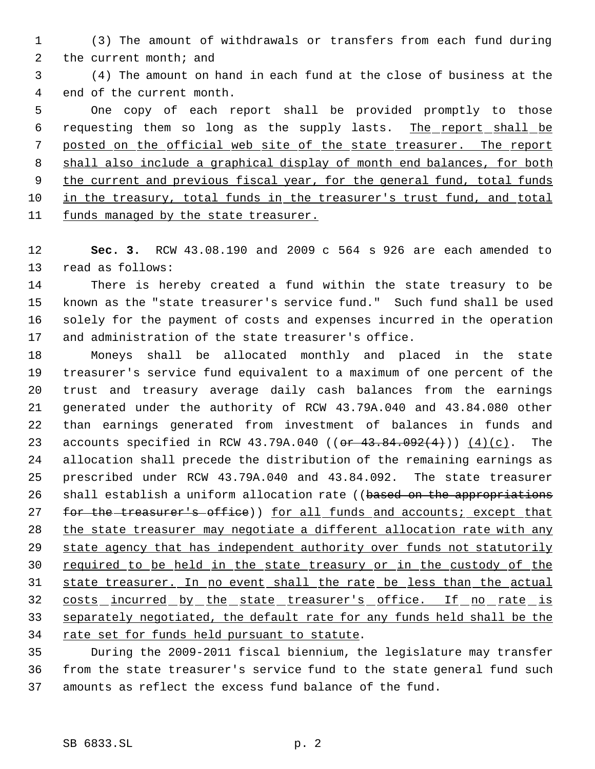(3) The amount of withdrawals or transfers from each fund during the current month; and

(4) The amount on hand in each fund at the close of business at the end of the current month.

One copy of each report shall be provided promptly to those requesting them so long as the supply lasts. <u>The report shall be posted on the official web site of the state treasurer. The report shall also include a graphical display of month end balances, for both the current and previous fiscal year, for the general fund, total funds in the treasury, total funds in the treasurer's trust fund, and total funds managed by the state treasurer.</u>

**Sec. 3.** RCW 43.08.190 and 2009 c 564 s 926 are each amended to read as follows:

There is hereby created a fund within the state treasury to be known as the "state treasurer's service fund." Such fund shall be used solely for the payment of costs and expenses incurred in the operation and administration of the state treasurer's office.

Moneys shall be allocated monthly and placed in the state treasurer's service fund equivalent to a maximum of one percent of the trust and treasury average daily cash balances from the earnings generated under the authority of RCW 43.79A.040 and 43.84.080 other than earnings generated from investment of balances in funds and accounts specified in RCW 43.79A.040 ((~~or 43.84.092(4)~~)) <u>(4)(c)</u>. The allocation shall precede the distribution of the remaining earnings as prescribed under RCW 43.79A.040 and 43.84.092. The state treasurer shall establish a uniform allocation rate ((~~based on the appropriations for the treasurer's office~~)) <u>for all funds and accounts; except that the state treasurer may negotiate a different allocation rate with any state agency that has independent authority over funds not statutorily required to be held in the state treasury or in the custody of the state treasurer. In no event shall the rate be less than the actual costs incurred by the state treasurer's office. If no rate is separately negotiated, the default rate for any funds held shall be the rate set for funds held pursuant to statute</u>.

During the 2009-2011 fiscal biennium, the legislature may transfer from the state treasurer's service fund to the state general fund such amounts as reflect the excess fund balance of the fund.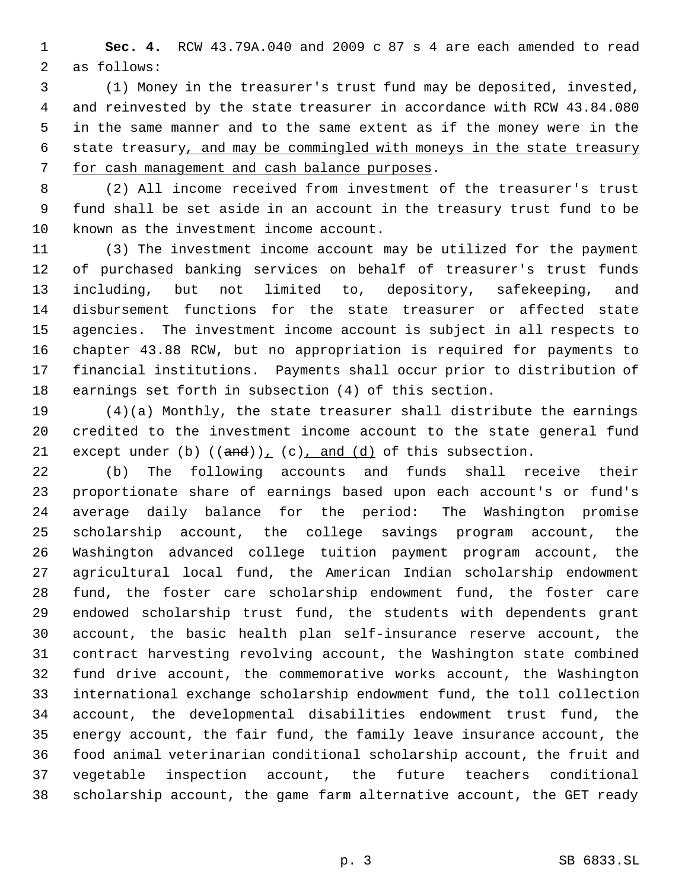**Sec. 4.** RCW 43.79A.040 and 2009 c 87 s 4 are each amended to read as follows:

(1) Money in the treasurer's trust fund may be deposited, invested, and reinvested by the state treasurer in accordance with RCW 43.84.080 in the same manner and to the same extent as if the money were in the state treasury, and may be commingled with moneys in the state treasury for cash management and cash balance purposes.

(2) All income received from investment of the treasurer's trust fund shall be set aside in an account in the treasury trust fund to be known as the investment income account.

(3) The investment income account may be utilized for the payment of purchased banking services on behalf of treasurer's trust funds including, but not limited to, depository, safekeeping, and disbursement functions for the state treasurer or affected state agencies. The investment income account is subject in all respects to chapter 43.88 RCW, but no appropriation is required for payments to financial institutions. Payments shall occur prior to distribution of earnings set forth in subsection (4) of this section.

(4)(a) Monthly, the state treasurer shall distribute the earnings credited to the investment income account to the state general fund except under (b) ((~~and~~)), (c), and (d) of this subsection.

(b) The following accounts and funds shall receive their proportionate share of earnings based upon each account's or fund's average daily balance for the period: The Washington promise scholarship account, the college savings program account, the Washington advanced college tuition payment program account, the agricultural local fund, the American Indian scholarship endowment fund, the foster care scholarship endowment fund, the foster care endowed scholarship trust fund, the students with dependents grant account, the basic health plan self-insurance reserve account, the contract harvesting revolving account, the Washington state combined fund drive account, the commemorative works account, the Washington international exchange scholarship endowment fund, the toll collection account, the developmental disabilities endowment trust fund, the energy account, the fair fund, the family leave insurance account, the food animal veterinarian conditional scholarship account, the fruit and vegetable inspection account, the future teachers conditional scholarship account, the game farm alternative account, the GET ready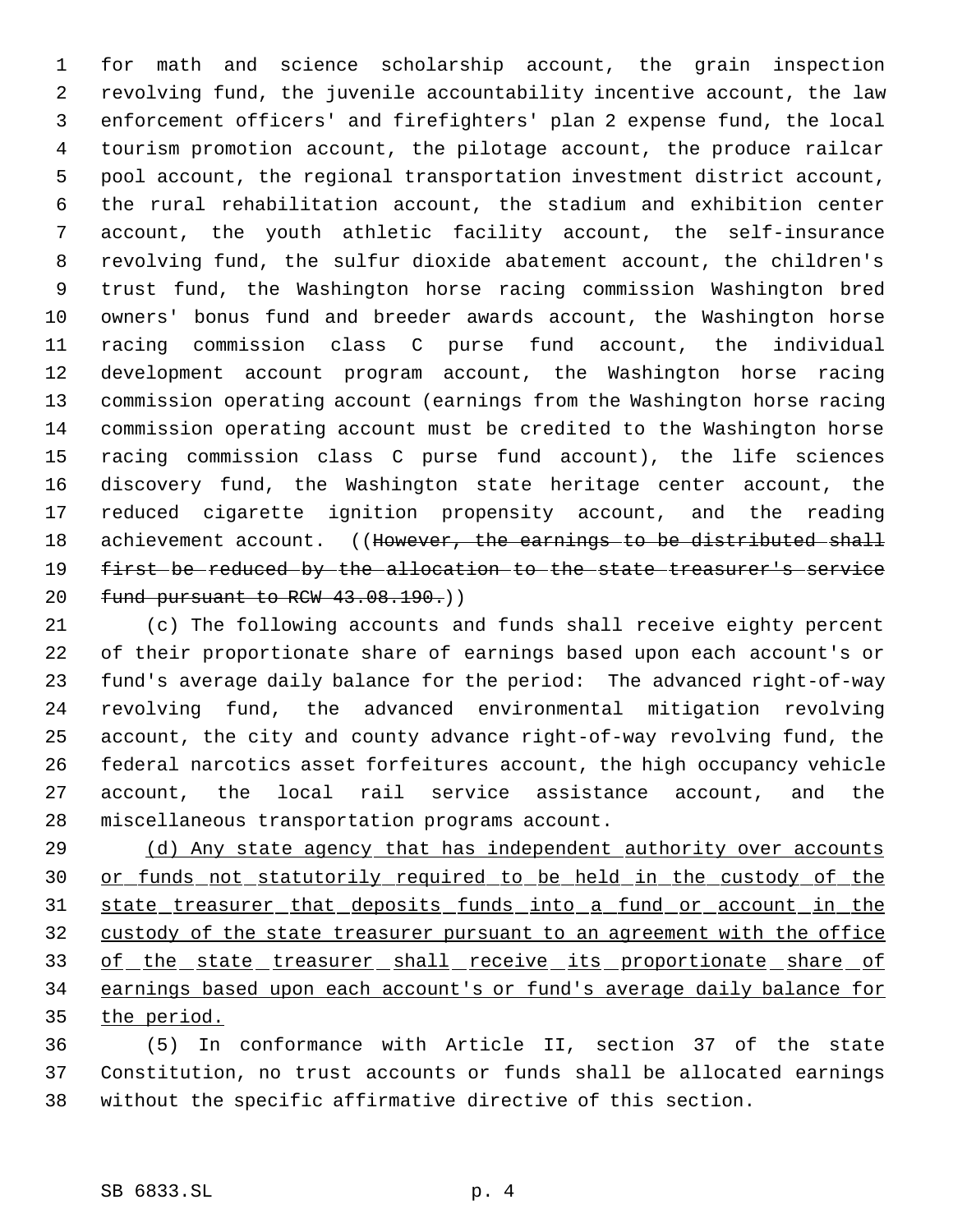for math and science scholarship account, the grain inspection revolving fund, the juvenile accountability incentive account, the law enforcement officers' and firefighters' plan 2 expense fund, the local tourism promotion account, the pilotage account, the produce railcar pool account, the regional transportation investment district account, the rural rehabilitation account, the stadium and exhibition center account, the youth athletic facility account, the self-insurance revolving fund, the sulfur dioxide abatement account, the children's trust fund, the Washington horse racing commission Washington bred owners' bonus fund and breeder awards account, the Washington horse racing commission class C purse fund account, the individual development account program account, the Washington horse racing commission operating account (earnings from the Washington horse racing commission operating account must be credited to the Washington horse racing commission class C purse fund account), the life sciences discovery fund, the Washington state heritage center account, the reduced cigarette ignition propensity account, and the reading achievement account. ((~~However, the earnings to be distributed shall first be reduced by the allocation to the state treasurer's service fund pursuant to RCW 43.08.190.~~))

(c) The following accounts and funds shall receive eighty percent of their proportionate share of earnings based upon each account's or fund's average daily balance for the period: The advanced right-of-way revolving fund, the advanced environmental mitigation revolving account, the city and county advance right-of-way revolving fund, the federal narcotics asset forfeitures account, the high occupancy vehicle account, the local rail service assistance account, and the miscellaneous transportation programs account.

<u>(d) Any state agency that has independent authority over accounts or funds not statutorily required to be held in the custody of the state treasurer that deposits funds into a fund or account in the custody of the state treasurer pursuant to an agreement with the office of the state treasurer shall receive its proportionate share of earnings based upon each account's or fund's average daily balance for the period.</u>

(5) In conformance with Article II, section 37 of the state Constitution, no trust accounts or funds shall be allocated earnings without the specific affirmative directive of this section.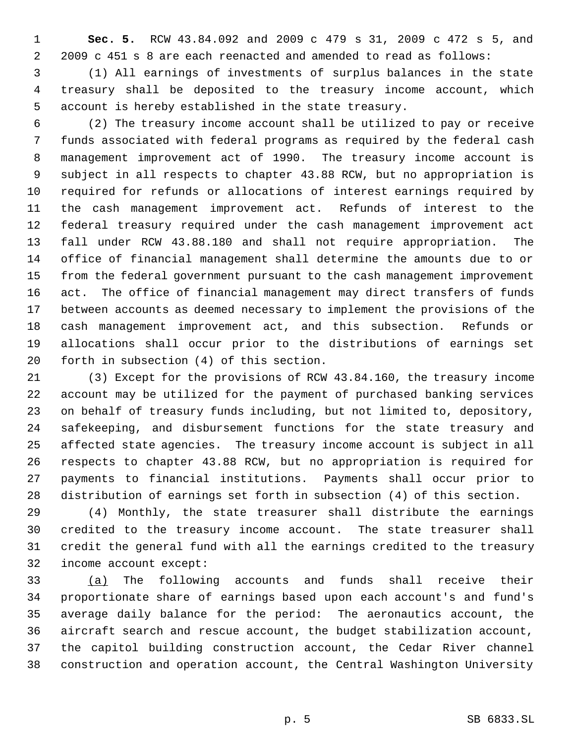**Sec. 5.** RCW 43.84.092 and 2009 c 479 s 31, 2009 c 472 s 5, and 2009 c 451 s 8 are each reenacted and amended to read as follows:

(1) All earnings of investments of surplus balances in the state treasury shall be deposited to the treasury income account, which account is hereby established in the state treasury.

(2) The treasury income account shall be utilized to pay or receive funds associated with federal programs as required by the federal cash management improvement act of 1990. The treasury income account is subject in all respects to chapter 43.88 RCW, but no appropriation is required for refunds or allocations of interest earnings required by the cash management improvement act. Refunds of interest to the federal treasury required under the cash management improvement act fall under RCW 43.88.180 and shall not require appropriation. The office of financial management shall determine the amounts due to or from the federal government pursuant to the cash management improvement act. The office of financial management may direct transfers of funds between accounts as deemed necessary to implement the provisions of the cash management improvement act, and this subsection. Refunds or allocations shall occur prior to the distributions of earnings set forth in subsection (4) of this section.

(3) Except for the provisions of RCW 43.84.160, the treasury income account may be utilized for the payment of purchased banking services on behalf of treasury funds including, but not limited to, depository, safekeeping, and disbursement functions for the state treasury and affected state agencies. The treasury income account is subject in all respects to chapter 43.88 RCW, but no appropriation is required for payments to financial institutions. Payments shall occur prior to distribution of earnings set forth in subsection (4) of this section.

(4) Monthly, the state treasurer shall distribute the earnings credited to the treasury income account. The state treasurer shall credit the general fund with all the earnings credited to the treasury income account except:

<u>(a)</u> The following accounts and funds shall receive their proportionate share of earnings based upon each account's and fund's average daily balance for the period: The aeronautics account, the aircraft search and rescue account, the budget stabilization account, the capitol building construction account, the Cedar River channel construction and operation account, the Central Washington University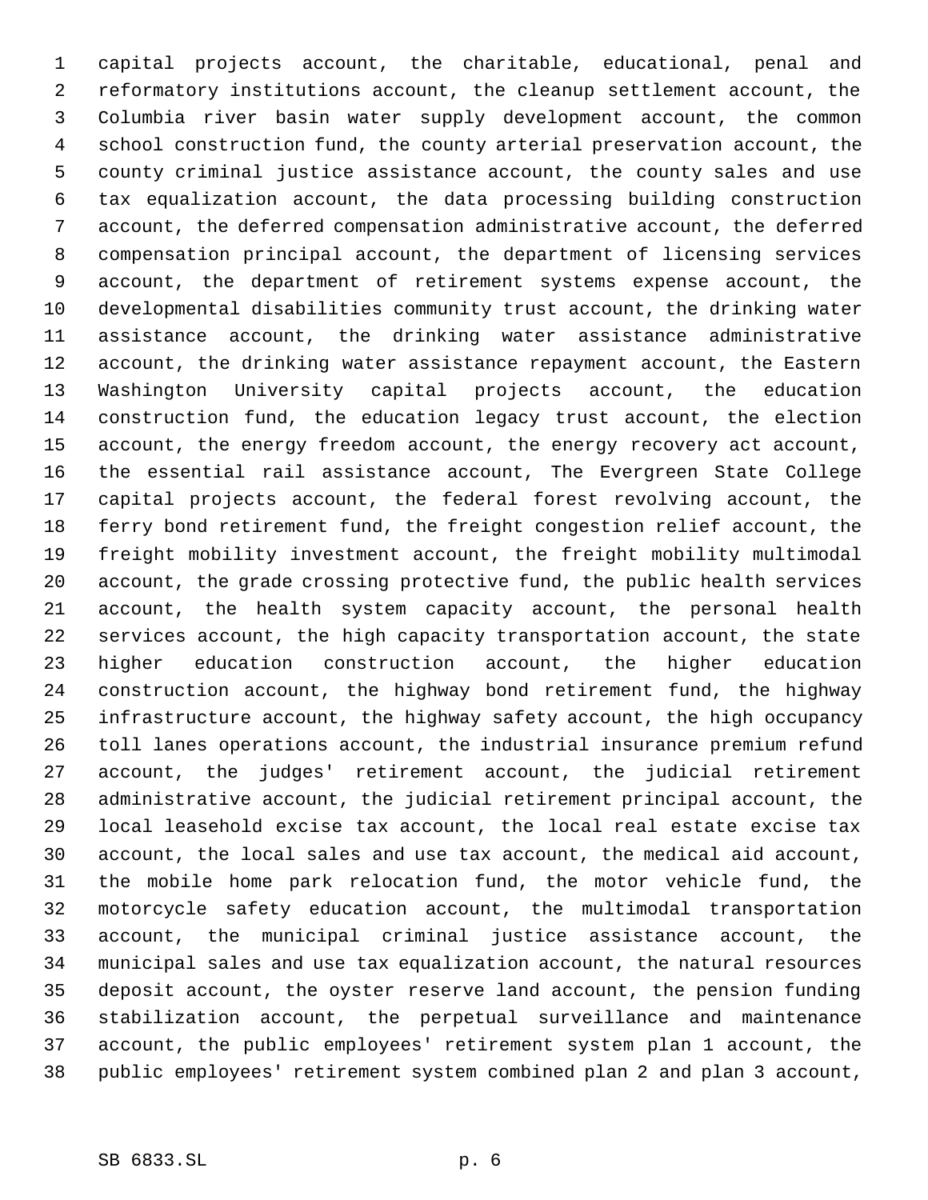capital projects account, the charitable, educational, penal and reformatory institutions account, the cleanup settlement account, the Columbia river basin water supply development account, the common school construction fund, the county arterial preservation account, the county criminal justice assistance account, the county sales and use tax equalization account, the data processing building construction account, the deferred compensation administrative account, the deferred compensation principal account, the department of licensing services account, the department of retirement systems expense account, the developmental disabilities community trust account, the drinking water assistance account, the drinking water assistance administrative account, the drinking water assistance repayment account, the Eastern Washington University capital projects account, the education construction fund, the education legacy trust account, the election account, the energy freedom account, the energy recovery act account, the essential rail assistance account, The Evergreen State College capital projects account, the federal forest revolving account, the ferry bond retirement fund, the freight congestion relief account, the freight mobility investment account, the freight mobility multimodal account, the grade crossing protective fund, the public health services account, the health system capacity account, the personal health services account, the high capacity transportation account, the state higher education construction account, the higher education construction account, the highway bond retirement fund, the highway infrastructure account, the highway safety account, the high occupancy toll lanes operations account, the industrial insurance premium refund account, the judges' retirement account, the judicial retirement administrative account, the judicial retirement principal account, the local leasehold excise tax account, the local real estate excise tax account, the local sales and use tax account, the medical aid account, the mobile home park relocation fund, the motor vehicle fund, the motorcycle safety education account, the multimodal transportation account, the municipal criminal justice assistance account, the municipal sales and use tax equalization account, the natural resources deposit account, the oyster reserve land account, the pension funding stabilization account, the perpetual surveillance and maintenance account, the public employees' retirement system plan 1 account, the public employees' retirement system combined plan 2 and plan 3 account,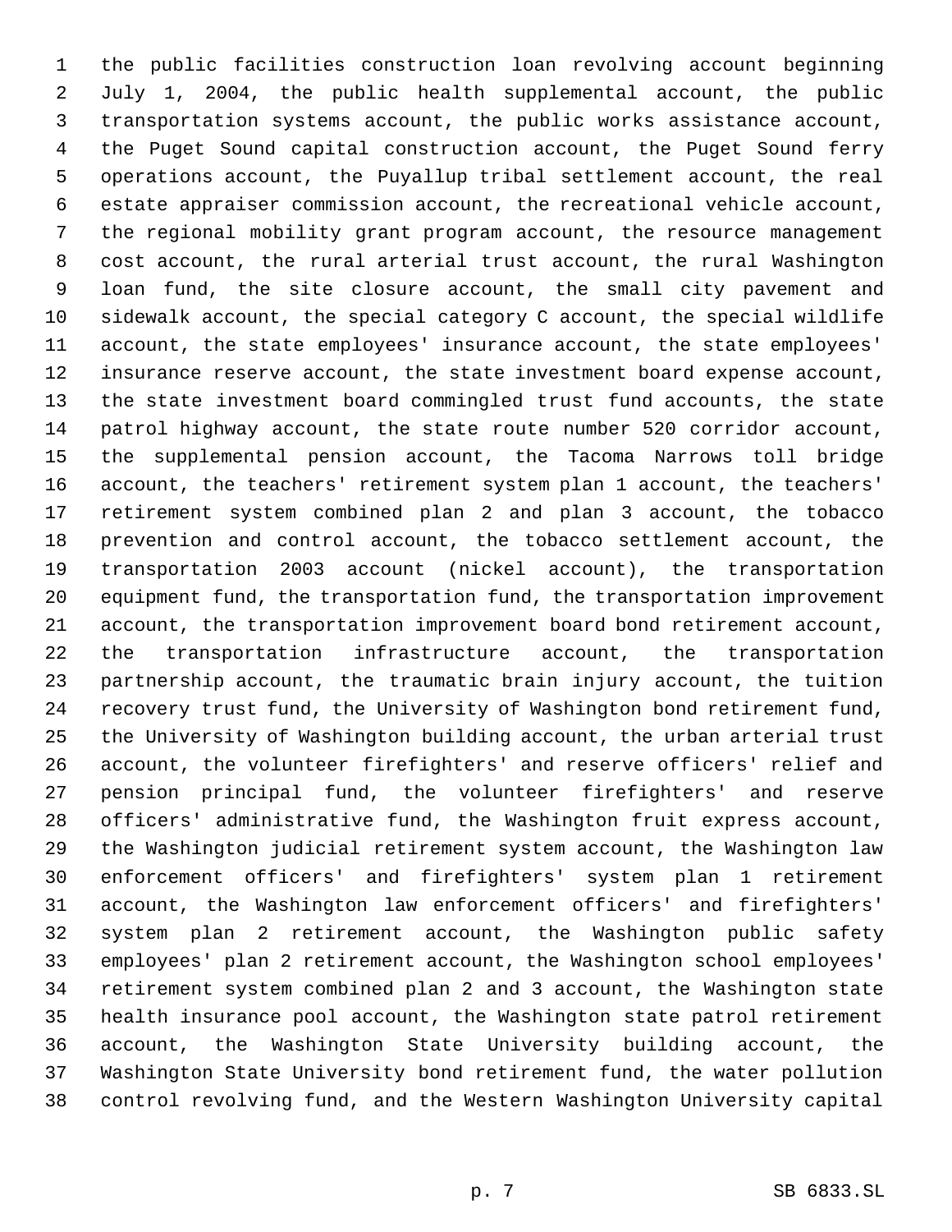the public facilities construction loan revolving account beginning July 1, 2004, the public health supplemental account, the public transportation systems account, the public works assistance account, the Puget Sound capital construction account, the Puget Sound ferry operations account, the Puyallup tribal settlement account, the real estate appraiser commission account, the recreational vehicle account, the regional mobility grant program account, the resource management cost account, the rural arterial trust account, the rural Washington loan fund, the site closure account, the small city pavement and sidewalk account, the special category C account, the special wildlife account, the state employees' insurance account, the state employees' insurance reserve account, the state investment board expense account, the state investment board commingled trust fund accounts, the state patrol highway account, the state route number 520 corridor account, the supplemental pension account, the Tacoma Narrows toll bridge account, the teachers' retirement system plan 1 account, the teachers' retirement system combined plan 2 and plan 3 account, the tobacco prevention and control account, the tobacco settlement account, the transportation 2003 account (nickel account), the transportation equipment fund, the transportation fund, the transportation improvement account, the transportation improvement board bond retirement account, the transportation infrastructure account, the transportation partnership account, the traumatic brain injury account, the tuition recovery trust fund, the University of Washington bond retirement fund, the University of Washington building account, the urban arterial trust account, the volunteer firefighters' and reserve officers' relief and pension principal fund, the volunteer firefighters' and reserve officers' administrative fund, the Washington fruit express account, the Washington judicial retirement system account, the Washington law enforcement officers' and firefighters' system plan 1 retirement account, the Washington law enforcement officers' and firefighters' system plan 2 retirement account, the Washington public safety employees' plan 2 retirement account, the Washington school employees' retirement system combined plan 2 and 3 account, the Washington state health insurance pool account, the Washington state patrol retirement account, the Washington State University building account, the Washington State University bond retirement fund, the water pollution control revolving fund, and the Western Washington University capital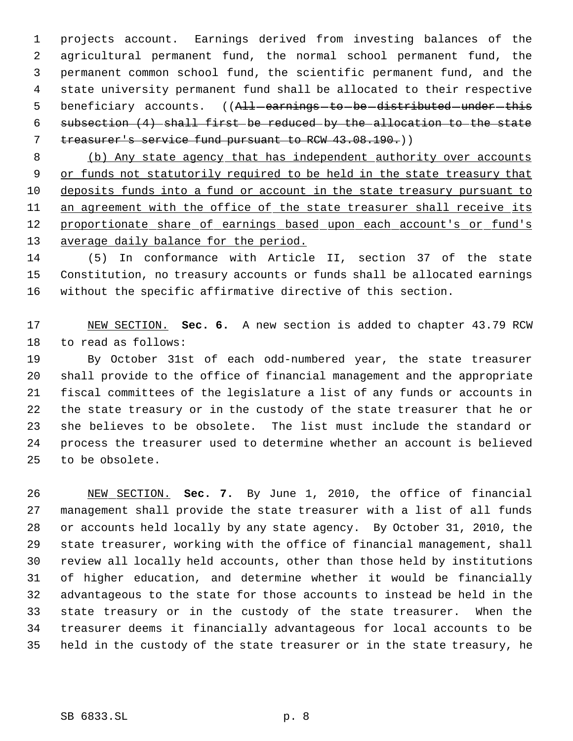projects account. Earnings derived from investing balances of the agricultural permanent fund, the normal school permanent fund, the permanent common school fund, the scientific permanent fund, and the state university permanent fund shall be allocated to their respective beneficiary accounts. ((~~All earnings to be distributed under this subsection (4) shall first be reduced by the allocation to the state treasurer's service fund pursuant to RCW 43.08.190.~~))

<u>(b) Any state agency that has independent authority over accounts or funds not statutorily required to be held in the state treasury that deposits funds into a fund or account in the state treasury pursuant to an agreement with the office of the state treasurer shall receive its proportionate share of earnings based upon each account's or fund's average daily balance for the period.</u>

(5) In conformance with Article II, section 37 of the state Constitution, no treasury accounts or funds shall be allocated earnings without the specific affirmative directive of this section.

<u>NEW SECTION.</u> **Sec. 6.** A new section is added to chapter 43.79 RCW to read as follows:

By October 31st of each odd-numbered year, the state treasurer shall provide to the office of financial management and the appropriate fiscal committees of the legislature a list of any funds or accounts in the state treasury or in the custody of the state treasurer that he or she believes to be obsolete. The list must include the standard or process the treasurer used to determine whether an account is believed to be obsolete.

<u>NEW SECTION.</u> **Sec. 7.** By June 1, 2010, the office of financial management shall provide the state treasurer with a list of all funds or accounts held locally by any state agency. By October 31, 2010, the state treasurer, working with the office of financial management, shall review all locally held accounts, other than those held by institutions of higher education, and determine whether it would be financially advantageous to the state for those accounts to instead be held in the state treasury or in the custody of the state treasurer. When the treasurer deems it financially advantageous for local accounts to be held in the custody of the state treasurer or in the state treasury, he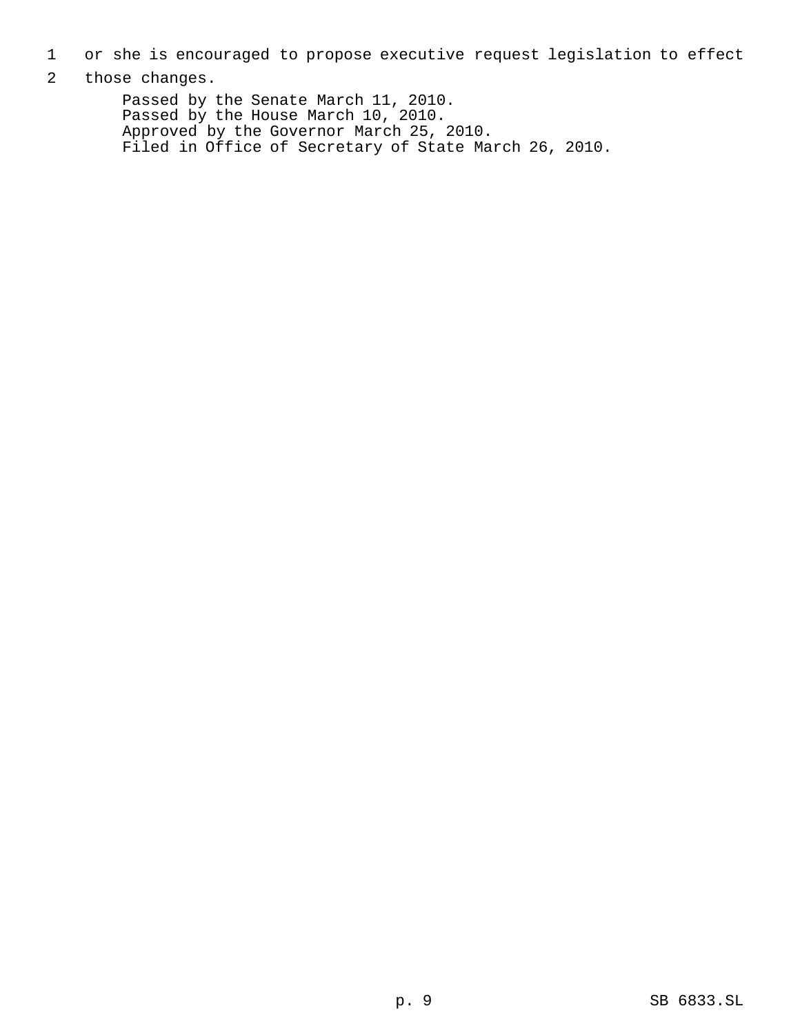or she is encouraged to propose executive request legislation to effect those changes.

Passed by the Senate March 11, 2010.
Passed by the House March 10, 2010.
Approved by the Governor March 25, 2010.
Filed in Office of Secretary of State March 26, 2010.